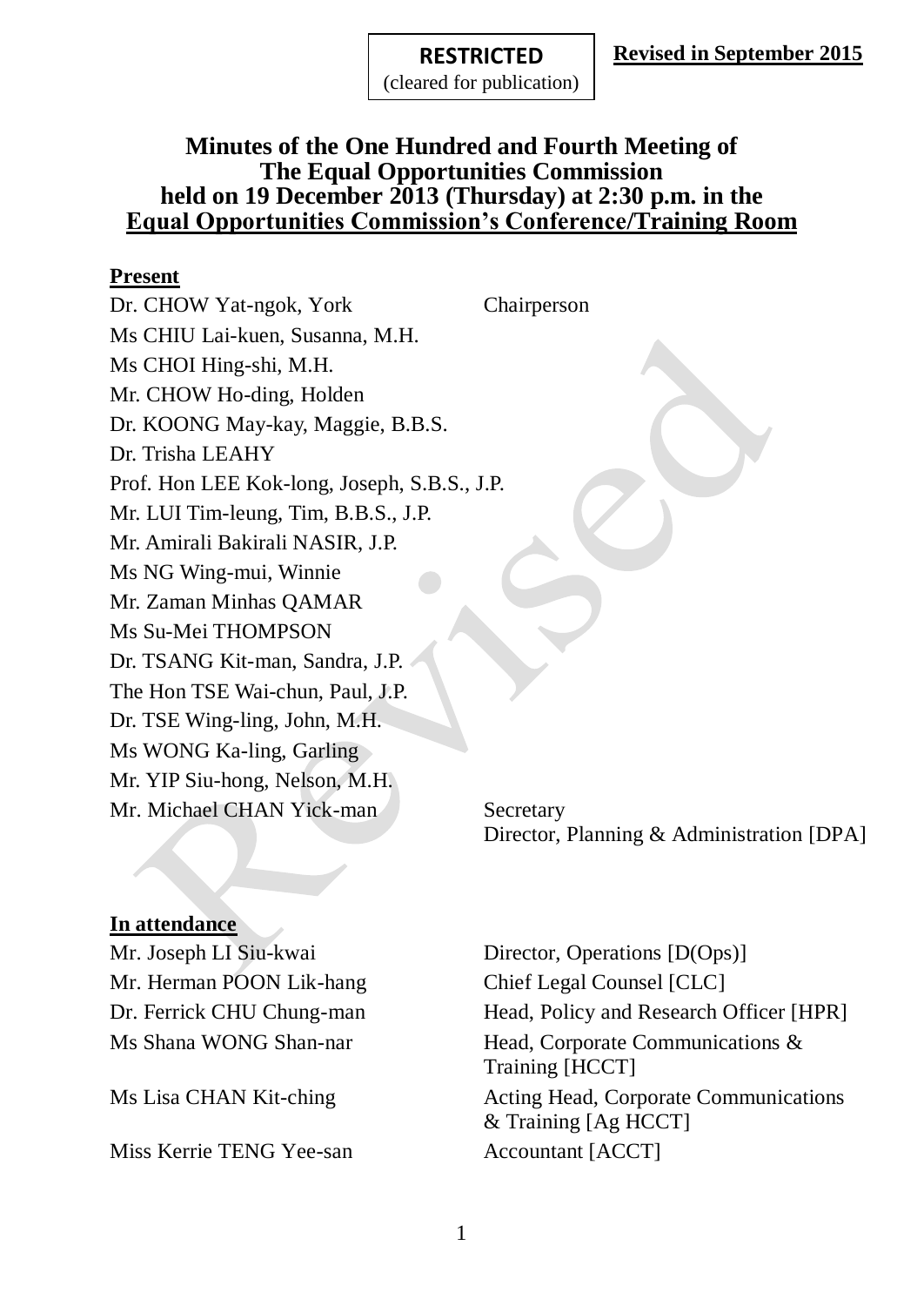**RESTRICTED**
(cleared for publication)

**Revised in September 2015**

# Minutes of the One Hundred and Fourth Meeting of The Equal Opportunities Commission held on 19 December 2013 (Thursday) at 2:30 p.m. in the Equal Opportunities Commission's Conference/Training Room

**Present**

| | |
|---|---|
| Dr. CHOW Yat-ngok, York | Chairperson |
| Ms CHIU Lai-kuen, Susanna, M.H. | |
| Ms CHOI Hing-shi, M.H. | |
| Mr. CHOW Ho-ding, Holden | |
| Dr. KOONG May-kay, Maggie, B.B.S. | |
| Dr. Trisha LEAHY | |
| Prof. Hon LEE Kok-long, Joseph, S.B.S., J.P. | |
| Mr. LUI Tim-leung, Tim, B.B.S., J.P. | |
| Mr. Amirali Bakirali NASIR, J.P. | |
| Ms NG Wing-mui, Winnie | |
| Mr. Zaman Minhas QAMAR | |
| Ms Su-Mei THOMPSON | |
| Dr. TSANG Kit-man, Sandra, J.P. | |
| The Hon TSE Wai-chun, Paul, J.P. | |
| Dr. TSE Wing-ling, John, M.H. | |
| Ms WONG Ka-ling, Garling | |
| Mr. YIP Siu-hong, Nelson, M.H. | |
| Mr. Michael CHAN Yick-man | Secretary<br>Director, Planning & Administration [DPA] |

**In attendance**

| | |
|---|---|
| Mr. Joseph LI Siu-kwai | Director, Operations [D(Ops)] |
| Mr. Herman POON Lik-hang | Chief Legal Counsel [CLC] |
| Dr. Ferrick CHU Chung-man | Head, Policy and Research Officer [HPR] |
| Ms Shana WONG Shan-nar | Head, Corporate Communications & Training [HCCT] |
| Ms Lisa CHAN Kit-ching | Acting Head, Corporate Communications & Training [Ag HCCT] |
| Miss Kerrie TENG Yee-san | Accountant [ACCT] |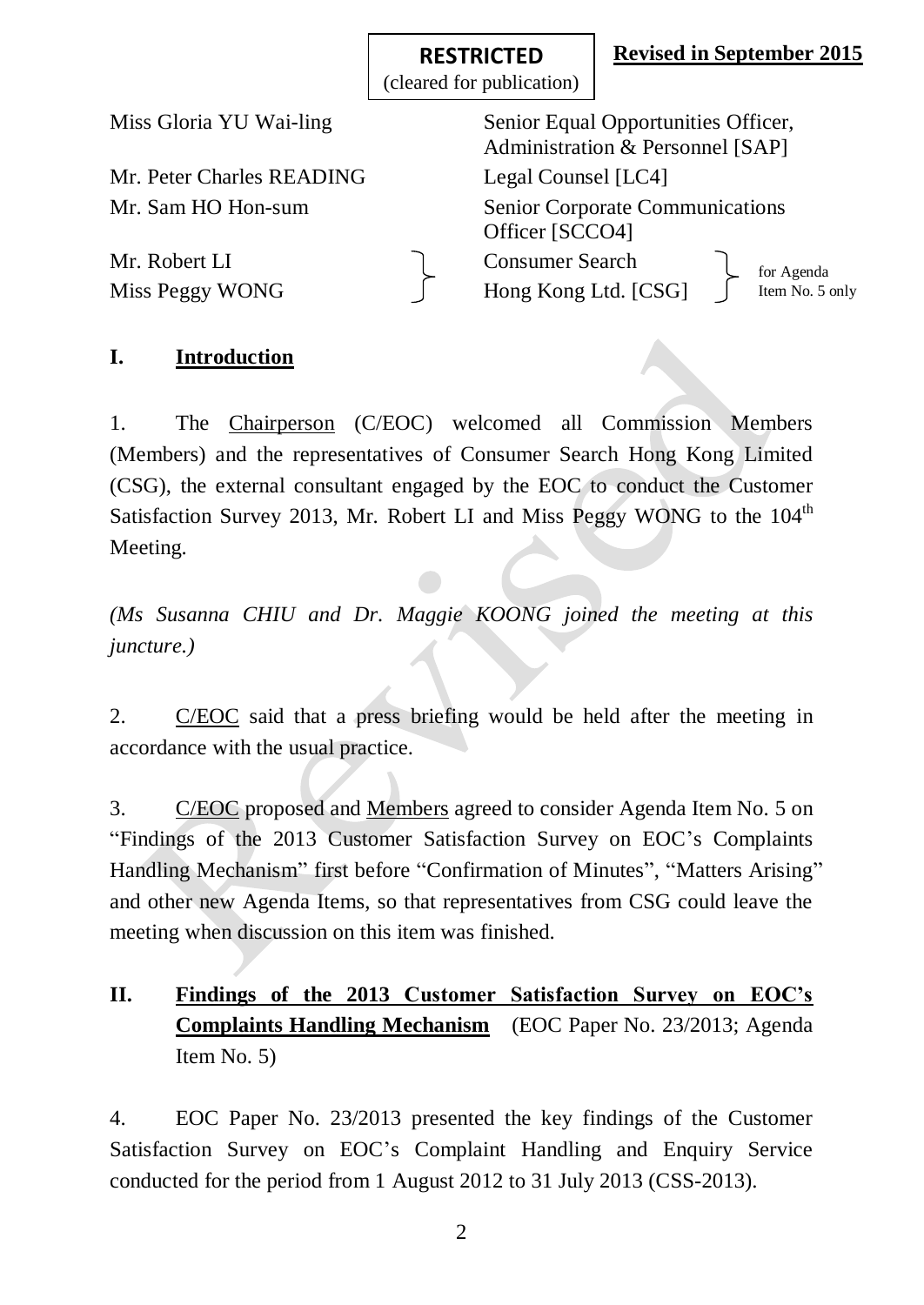**RESTRICTED**
(cleared for publication)

**Revised in September 2015**

| | |
|---|---|
| Miss Gloria YU Wai-ling | Senior Equal Opportunities Officer, Administration & Personnel [SAP] |
| Mr. Peter Charles READING | Legal Counsel [LC4] |
| Mr. Sam HO Hon-sum | Senior Corporate Communications Officer [SCCO4] |
| Mr. Robert LI<br>Miss Peggy WONG | Consumer Search Hong Kong Ltd. [CSG] (for Agenda Item No. 5 only) |

## I. Introduction

1. The Chairperson (C/EOC) welcomed all Commission Members (Members) and the representatives of Consumer Search Hong Kong Limited (CSG), the external consultant engaged by the EOC to conduct the Customer Satisfaction Survey 2013, Mr. Robert LI and Miss Peggy WONG to the 104th Meeting.

*(Ms Susanna CHIU and Dr. Maggie KOONG joined the meeting at this juncture.)*

2. C/EOC said that a press briefing would be held after the meeting in accordance with the usual practice.

3. C/EOC proposed and Members agreed to consider Agenda Item No. 5 on "Findings of the 2013 Customer Satisfaction Survey on EOC's Complaints Handling Mechanism" first before "Confirmation of Minutes", "Matters Arising" and other new Agenda Items, so that representatives from CSG could leave the meeting when discussion on this item was finished.

## II. Findings of the 2013 Customer Satisfaction Survey on EOC's Complaints Handling Mechanism (EOC Paper No. 23/2013; Agenda Item No. 5)

4. EOC Paper No. 23/2013 presented the key findings of the Customer Satisfaction Survey on EOC's Complaint Handling and Enquiry Service conducted for the period from 1 August 2012 to 31 July 2013 (CSS-2013).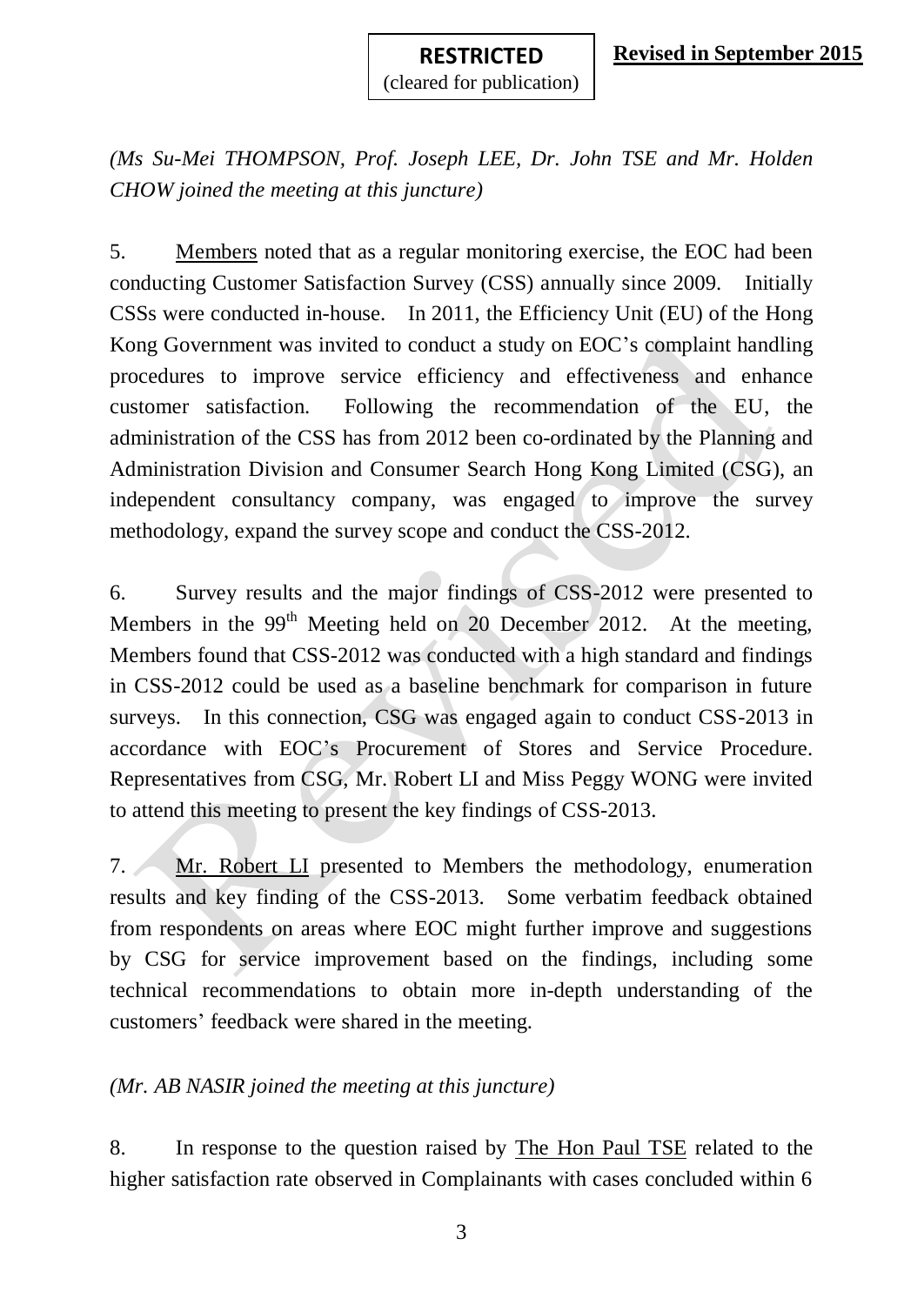*(Ms Su-Mei THOMPSON, Prof. Joseph LEE, Dr. John TSE and Mr. Holden CHOW joined the meeting at this juncture)*

5. Members noted that as a regular monitoring exercise, the EOC had been conducting Customer Satisfaction Survey (CSS) annually since 2009. Initially CSSs were conducted in-house. In 2011, the Efficiency Unit (EU) of the Hong Kong Government was invited to conduct a study on EOC's complaint handling procedures to improve service efficiency and effectiveness and enhance customer satisfaction. Following the recommendation of the EU, the administration of the CSS has from 2012 been co-ordinated by the Planning and Administration Division and Consumer Search Hong Kong Limited (CSG), an independent consultancy company, was engaged to improve the survey methodology, expand the survey scope and conduct the CSS-2012.

6. Survey results and the major findings of CSS-2012 were presented to Members in the 99th Meeting held on 20 December 2012. At the meeting, Members found that CSS-2012 was conducted with a high standard and findings in CSS-2012 could be used as a baseline benchmark for comparison in future surveys. In this connection, CSG was engaged again to conduct CSS-2013 in accordance with EOC's Procurement of Stores and Service Procedure. Representatives from CSG, Mr. Robert LI and Miss Peggy WONG were invited to attend this meeting to present the key findings of CSS-2013.

7. Mr. Robert LI presented to Members the methodology, enumeration results and key finding of the CSS-2013. Some verbatim feedback obtained from respondents on areas where EOC might further improve and suggestions by CSG for service improvement based on the findings, including some technical recommendations to obtain more in-depth understanding of the customers' feedback were shared in the meeting.

*(Mr. AB NASIR joined the meeting at this juncture)*

8. In response to the question raised by The Hon Paul TSE related to the higher satisfaction rate observed in Complainants with cases concluded within 6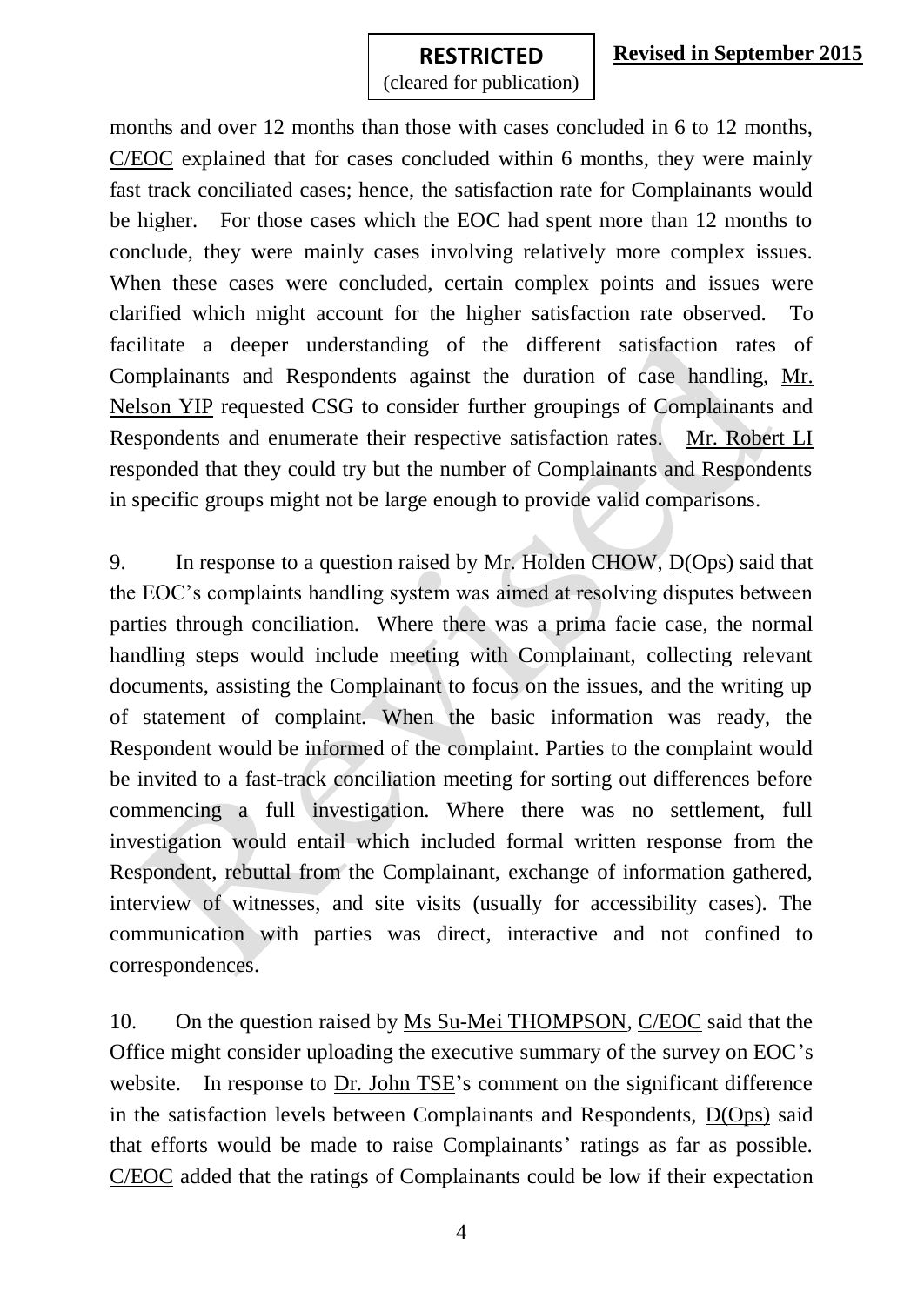months and over 12 months than those with cases concluded in 6 to 12 months, C/EOC explained that for cases concluded within 6 months, they were mainly fast track conciliated cases; hence, the satisfaction rate for Complainants would be higher. For those cases which the EOC had spent more than 12 months to conclude, they were mainly cases involving relatively more complex issues. When these cases were concluded, certain complex points and issues were clarified which might account for the higher satisfaction rate observed. To facilitate a deeper understanding of the different satisfaction rates of Complainants and Respondents against the duration of case handling, Mr. Nelson YIP requested CSG to consider further groupings of Complainants and Respondents and enumerate their respective satisfaction rates. Mr. Robert LI responded that they could try but the number of Complainants and Respondents in specific groups might not be large enough to provide valid comparisons.

9. In response to a question raised by Mr. Holden CHOW, D(Ops) said that the EOC's complaints handling system was aimed at resolving disputes between parties through conciliation. Where there was a prima facie case, the normal handling steps would include meeting with Complainant, collecting relevant documents, assisting the Complainant to focus on the issues, and the writing up of statement of complaint. When the basic information was ready, the Respondent would be informed of the complaint. Parties to the complaint would be invited to a fast-track conciliation meeting for sorting out differences before commencing a full investigation. Where there was no settlement, full investigation would entail which included formal written response from the Respondent, rebuttal from the Complainant, exchange of information gathered, interview of witnesses, and site visits (usually for accessibility cases). The communication with parties was direct, interactive and not confined to correspondences.

10. On the question raised by Ms Su-Mei THOMPSON, C/EOC said that the Office might consider uploading the executive summary of the survey on EOC's website. In response to Dr. John TSE's comment on the significant difference in the satisfaction levels between Complainants and Respondents, D(Ops) said that efforts would be made to raise Complainants' ratings as far as possible. C/EOC added that the ratings of Complainants could be low if their expectation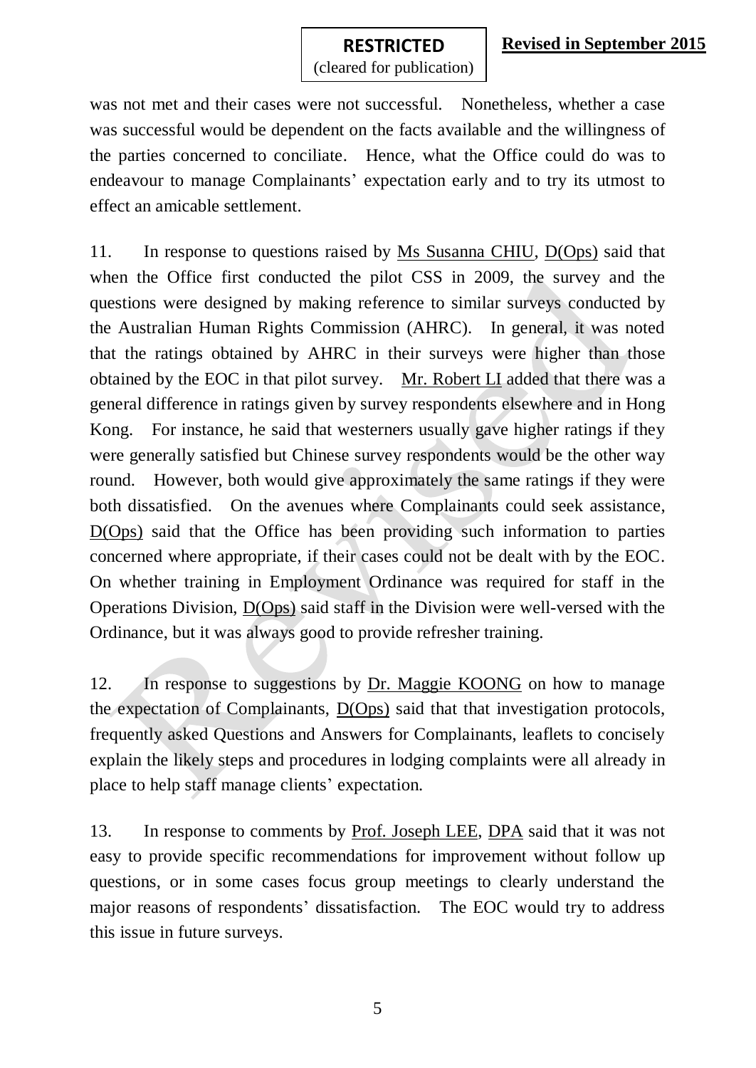was not met and their cases were not successful. Nonetheless, whether a case was successful would be dependent on the facts available and the willingness of the parties concerned to conciliate. Hence, what the Office could do was to endeavour to manage Complainants' expectation early and to try its utmost to effect an amicable settlement.

11. In response to questions raised by Ms Susanna CHIU, D(Ops) said that when the Office first conducted the pilot CSS in 2009, the survey and the questions were designed by making reference to similar surveys conducted by the Australian Human Rights Commission (AHRC). In general, it was noted that the ratings obtained by AHRC in their surveys were higher than those obtained by the EOC in that pilot survey. Mr. Robert LI added that there was a general difference in ratings given by survey respondents elsewhere and in Hong Kong. For instance, he said that westerners usually gave higher ratings if they were generally satisfied but Chinese survey respondents would be the other way round. However, both would give approximately the same ratings if they were both dissatisfied. On the avenues where Complainants could seek assistance, D(Ops) said that the Office has been providing such information to parties concerned where appropriate, if their cases could not be dealt with by the EOC. On whether training in Employment Ordinance was required for staff in the Operations Division, D(Ops) said staff in the Division were well-versed with the Ordinance, but it was always good to provide refresher training.

12. In response to suggestions by Dr. Maggie KOONG on how to manage the expectation of Complainants, D(Ops) said that that investigation protocols, frequently asked Questions and Answers for Complainants, leaflets to concisely explain the likely steps and procedures in lodging complaints were all already in place to help staff manage clients' expectation.

13. In response to comments by Prof. Joseph LEE, DPA said that it was not easy to provide specific recommendations for improvement without follow up questions, or in some cases focus group meetings to clearly understand the major reasons of respondents' dissatisfaction. The EOC would try to address this issue in future surveys.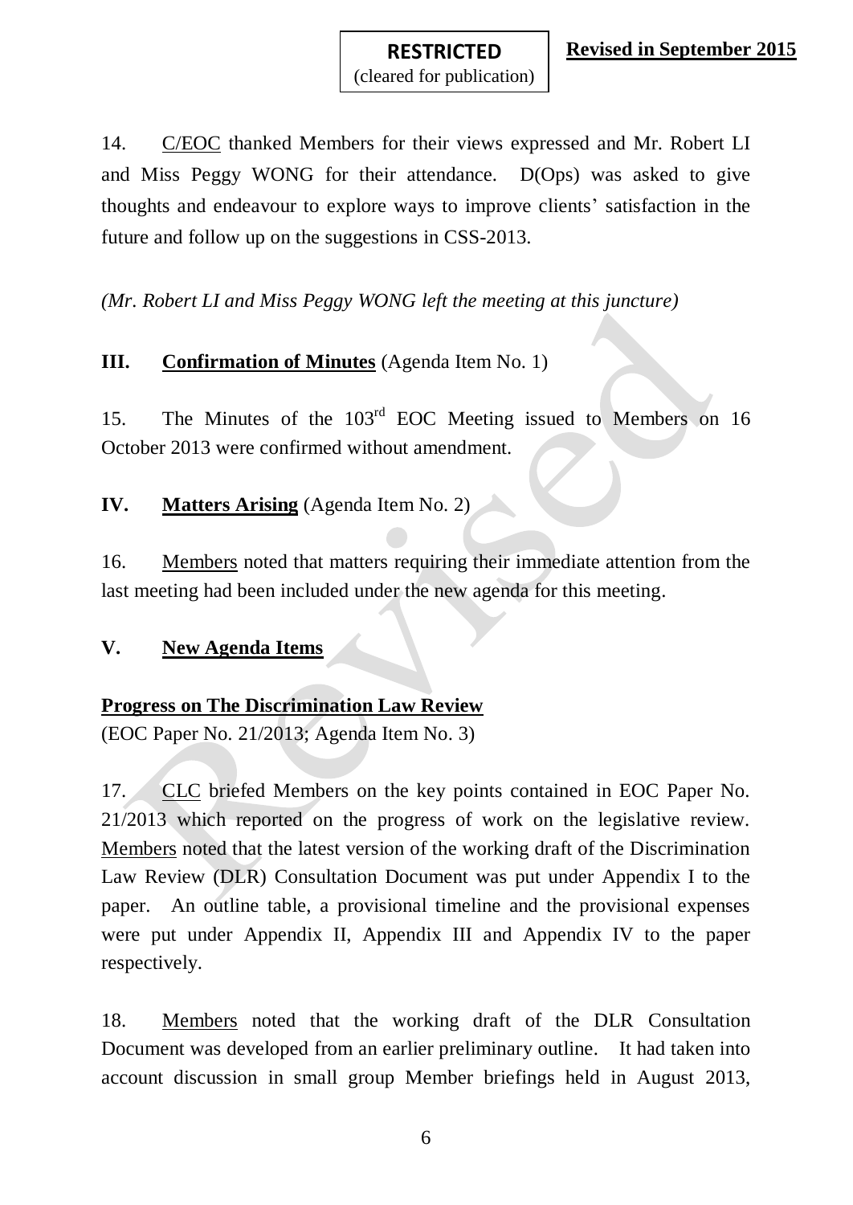14. C/EOC thanked Members for their views expressed and Mr. Robert LI and Miss Peggy WONG for their attendance. D(Ops) was asked to give thoughts and endeavour to explore ways to improve clients' satisfaction in the future and follow up on the suggestions in CSS-2013.

*(Mr. Robert LI and Miss Peggy WONG left the meeting at this juncture)*

## III. **Confirmation of Minutes** (Agenda Item No. 1)

15. The Minutes of the 103rd EOC Meeting issued to Members on 16 October 2013 were confirmed without amendment.

## IV. **Matters Arising** (Agenda Item No. 2)

16. Members noted that matters requiring their immediate attention from the last meeting had been included under the new agenda for this meeting.

## V. **New Agenda Items**

**Progress on The Discrimination Law Review**
(EOC Paper No. 21/2013; Agenda Item No. 3)

17. CLC briefed Members on the key points contained in EOC Paper No. 21/2013 which reported on the progress of work on the legislative review. Members noted that the latest version of the working draft of the Discrimination Law Review (DLR) Consultation Document was put under Appendix I to the paper. An outline table, a provisional timeline and the provisional expenses were put under Appendix II, Appendix III and Appendix IV to the paper respectively.

18. Members noted that the working draft of the DLR Consultation Document was developed from an earlier preliminary outline. It had taken into account discussion in small group Member briefings held in August 2013,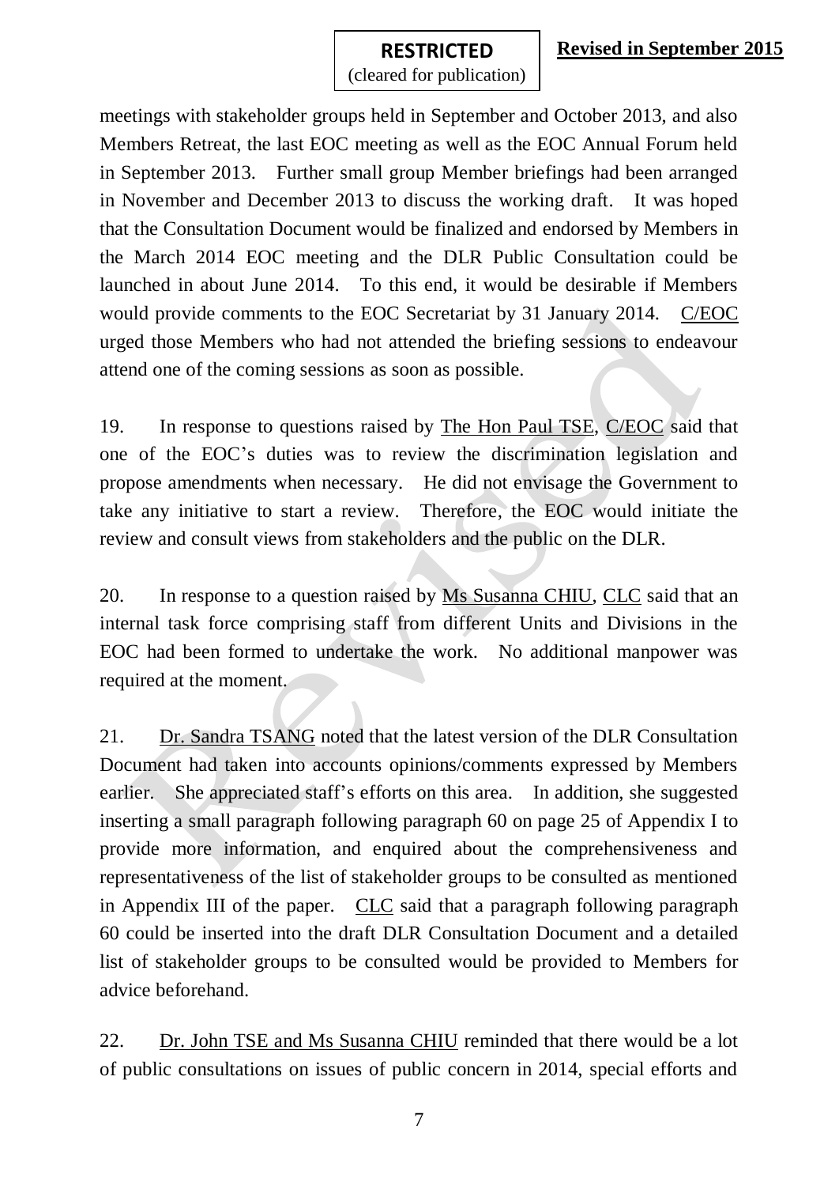meetings with stakeholder groups held in September and October 2013, and also Members Retreat, the last EOC meeting as well as the EOC Annual Forum held in September 2013. Further small group Member briefings had been arranged in November and December 2013 to discuss the working draft. It was hoped that the Consultation Document would be finalized and endorsed by Members in the March 2014 EOC meeting and the DLR Public Consultation could be launched in about June 2014. To this end, it would be desirable if Members would provide comments to the EOC Secretariat by 31 January 2014. C/EOC urged those Members who had not attended the briefing sessions to endeavour attend one of the coming sessions as soon as possible.

19. In response to questions raised by The Hon Paul TSE, C/EOC said that one of the EOC's duties was to review the discrimination legislation and propose amendments when necessary. He did not envisage the Government to take any initiative to start a review. Therefore, the EOC would initiate the review and consult views from stakeholders and the public on the DLR.

20. In response to a question raised by Ms Susanna CHIU, CLC said that an internal task force comprising staff from different Units and Divisions in the EOC had been formed to undertake the work. No additional manpower was required at the moment.

21. Dr. Sandra TSANG noted that the latest version of the DLR Consultation Document had taken into accounts opinions/comments expressed by Members earlier. She appreciated staff's efforts on this area. In addition, she suggested inserting a small paragraph following paragraph 60 on page 25 of Appendix I to provide more information, and enquired about the comprehensiveness and representativeness of the list of stakeholder groups to be consulted as mentioned in Appendix III of the paper. CLC said that a paragraph following paragraph 60 could be inserted into the draft DLR Consultation Document and a detailed list of stakeholder groups to be consulted would be provided to Members for advice beforehand.

22. Dr. John TSE and Ms Susanna CHIU reminded that there would be a lot of public consultations on issues of public concern in 2014, special efforts and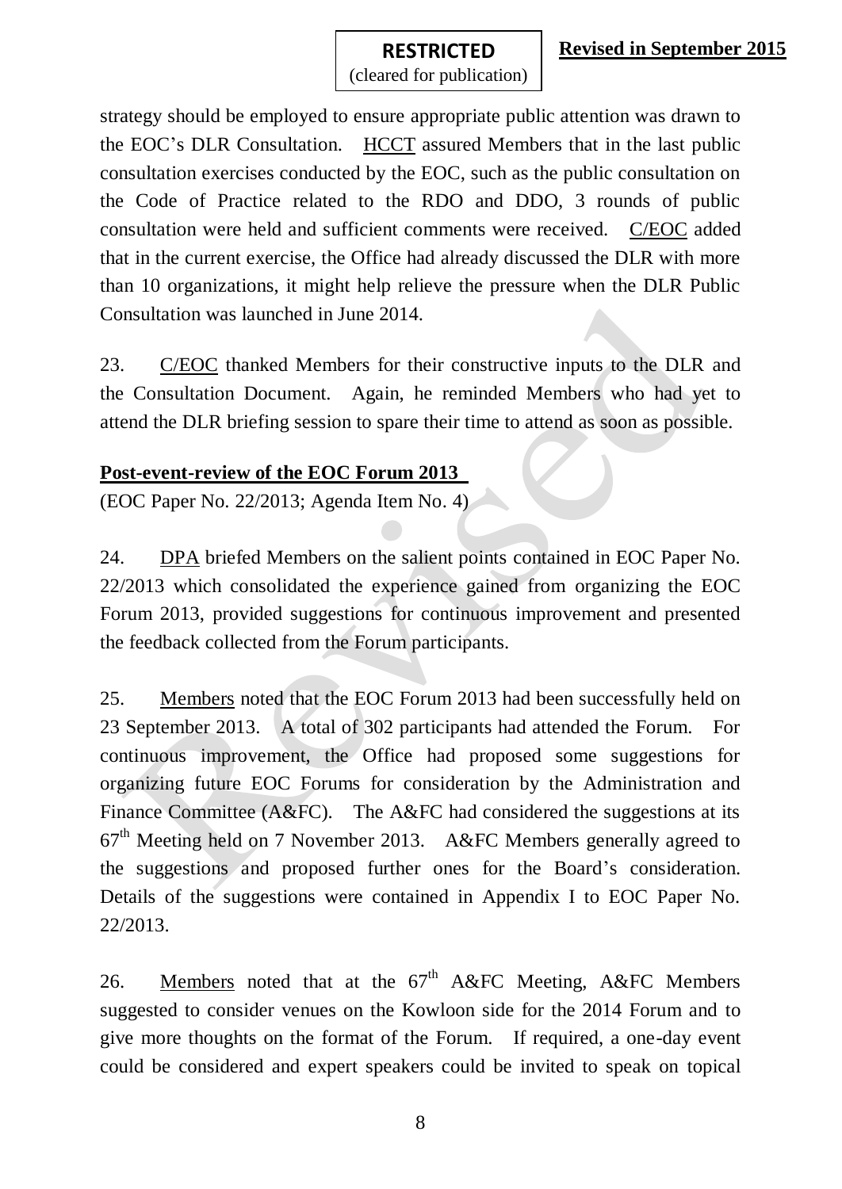strategy should be employed to ensure appropriate public attention was drawn to the EOC's DLR Consultation. HCCT assured Members that in the last public consultation exercises conducted by the EOC, such as the public consultation on the Code of Practice related to the RDO and DDO, 3 rounds of public consultation were held and sufficient comments were received. C/EOC added that in the current exercise, the Office had already discussed the DLR with more than 10 organizations, it might help relieve the pressure when the DLR Public Consultation was launched in June 2014.

23. C/EOC thanked Members for their constructive inputs to the DLR and the Consultation Document. Again, he reminded Members who had yet to attend the DLR briefing session to spare their time to attend as soon as possible.

**Post-event-review of the EOC Forum 2013**

(EOC Paper No. 22/2013; Agenda Item No. 4)

24. DPA briefed Members on the salient points contained in EOC Paper No. 22/2013 which consolidated the experience gained from organizing the EOC Forum 2013, provided suggestions for continuous improvement and presented the feedback collected from the Forum participants.

25. Members noted that the EOC Forum 2013 had been successfully held on 23 September 2013. A total of 302 participants had attended the Forum. For continuous improvement, the Office had proposed some suggestions for organizing future EOC Forums for consideration by the Administration and Finance Committee (A&FC). The A&FC had considered the suggestions at its 67th Meeting held on 7 November 2013. A&FC Members generally agreed to the suggestions and proposed further ones for the Board's consideration. Details of the suggestions were contained in Appendix I to EOC Paper No. 22/2013.

26. Members noted that at the 67th A&FC Meeting, A&FC Members suggested to consider venues on the Kowloon side for the 2014 Forum and to give more thoughts on the format of the Forum. If required, a one-day event could be considered and expert speakers could be invited to speak on topical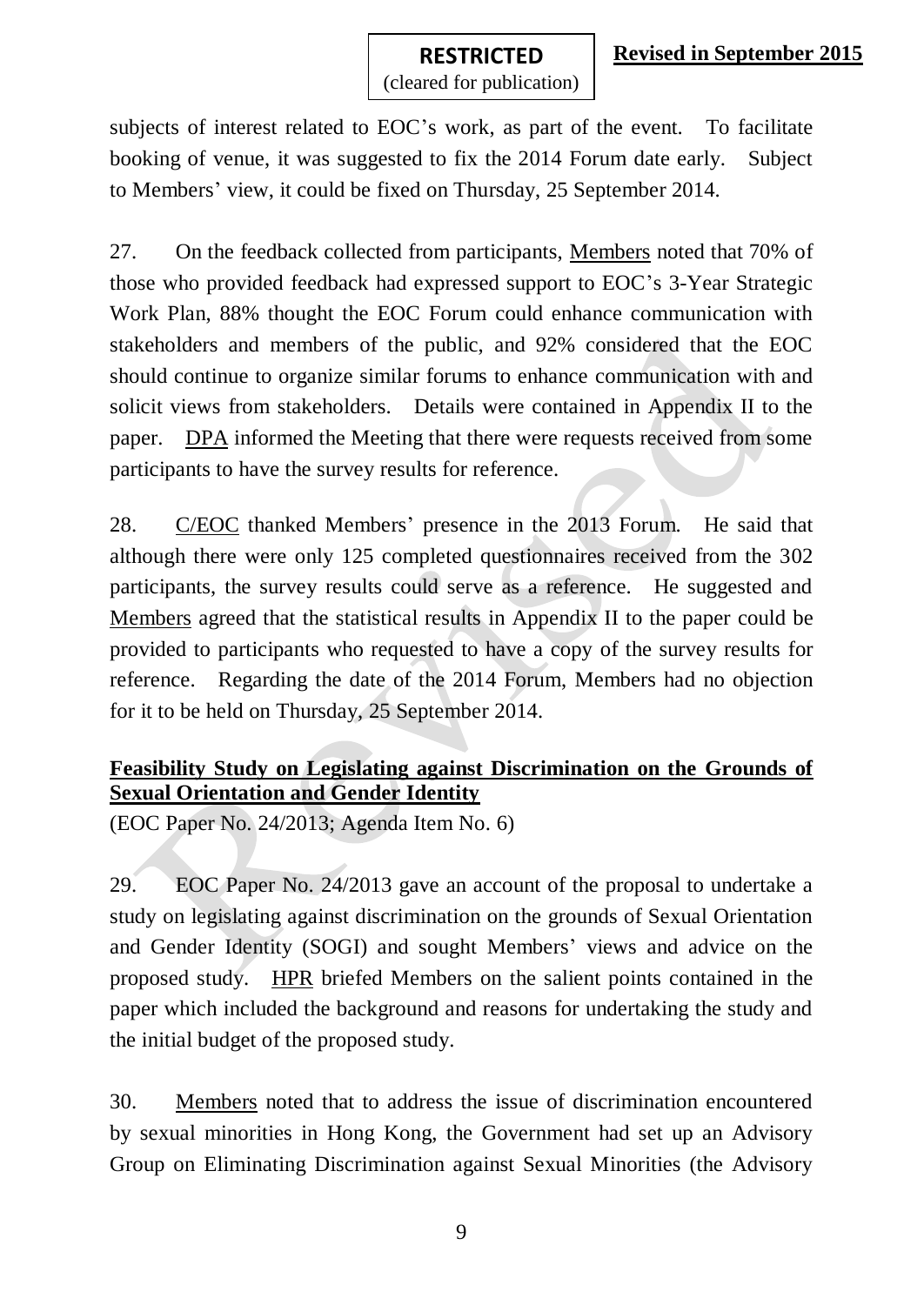subjects of interest related to EOC's work, as part of the event. To facilitate booking of venue, it was suggested to fix the 2014 Forum date early. Subject to Members' view, it could be fixed on Thursday, 25 September 2014.

27. On the feedback collected from participants, Members noted that 70% of those who provided feedback had expressed support to EOC's 3-Year Strategic Work Plan, 88% thought the EOC Forum could enhance communication with stakeholders and members of the public, and 92% considered that the EOC should continue to organize similar forums to enhance communication with and solicit views from stakeholders. Details were contained in Appendix II to the paper. DPA informed the Meeting that there were requests received from some participants to have the survey results for reference.

28. C/EOC thanked Members' presence in the 2013 Forum. He said that although there were only 125 completed questionnaires received from the 302 participants, the survey results could serve as a reference. He suggested and Members agreed that the statistical results in Appendix II to the paper could be provided to participants who requested to have a copy of the survey results for reference. Regarding the date of the 2014 Forum, Members had no objection for it to be held on Thursday, 25 September 2014.

**Feasibility Study on Legislating against Discrimination on the Grounds of Sexual Orientation and Gender Identity**

(EOC Paper No. 24/2013; Agenda Item No. 6)

29. EOC Paper No. 24/2013 gave an account of the proposal to undertake a study on legislating against discrimination on the grounds of Sexual Orientation and Gender Identity (SOGI) and sought Members' views and advice on the proposed study. HPR briefed Members on the salient points contained in the paper which included the background and reasons for undertaking the study and the initial budget of the proposed study.

30. Members noted that to address the issue of discrimination encountered by sexual minorities in Hong Kong, the Government had set up an Advisory Group on Eliminating Discrimination against Sexual Minorities (the Advisory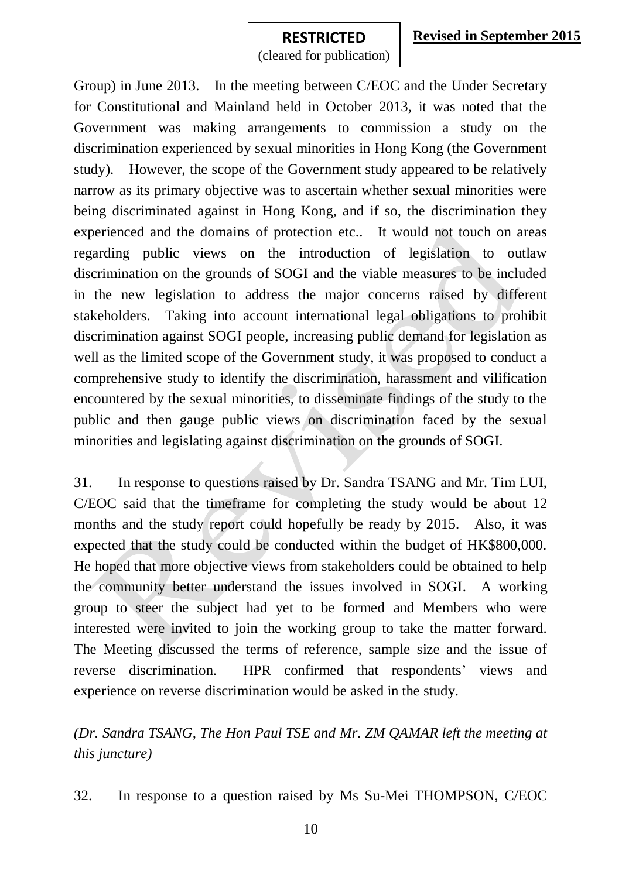Group) in June 2013. In the meeting between C/EOC and the Under Secretary for Constitutional and Mainland held in October 2013, it was noted that the Government was making arrangements to commission a study on the discrimination experienced by sexual minorities in Hong Kong (the Government study). However, the scope of the Government study appeared to be relatively narrow as its primary objective was to ascertain whether sexual minorities were being discriminated against in Hong Kong, and if so, the discrimination they experienced and the domains of protection etc.. It would not touch on areas regarding public views on the introduction of legislation to outlaw discrimination on the grounds of SOGI and the viable measures to be included in the new legislation to address the major concerns raised by different stakeholders. Taking into account international legal obligations to prohibit discrimination against SOGI people, increasing public demand for legislation as well as the limited scope of the Government study, it was proposed to conduct a comprehensive study to identify the discrimination, harassment and vilification encountered by the sexual minorities, to disseminate findings of the study to the public and then gauge public views on discrimination faced by the sexual minorities and legislating against discrimination on the grounds of SOGI.

31. In response to questions raised by Dr. Sandra TSANG and Mr. Tim LUI, C/EOC said that the timeframe for completing the study would be about 12 months and the study report could hopefully be ready by 2015. Also, it was expected that the study could be conducted within the budget of HK$800,000. He hoped that more objective views from stakeholders could be obtained to help the community better understand the issues involved in SOGI. A working group to steer the subject had yet to be formed and Members who were interested were invited to join the working group to take the matter forward. The Meeting discussed the terms of reference, sample size and the issue of reverse discrimination. HPR confirmed that respondents' views and experience on reverse discrimination would be asked in the study.

*(Dr. Sandra TSANG, The Hon Paul TSE and Mr. ZM QAMAR left the meeting at this juncture)*

32. In response to a question raised by Ms Su-Mei THOMPSON, C/EOC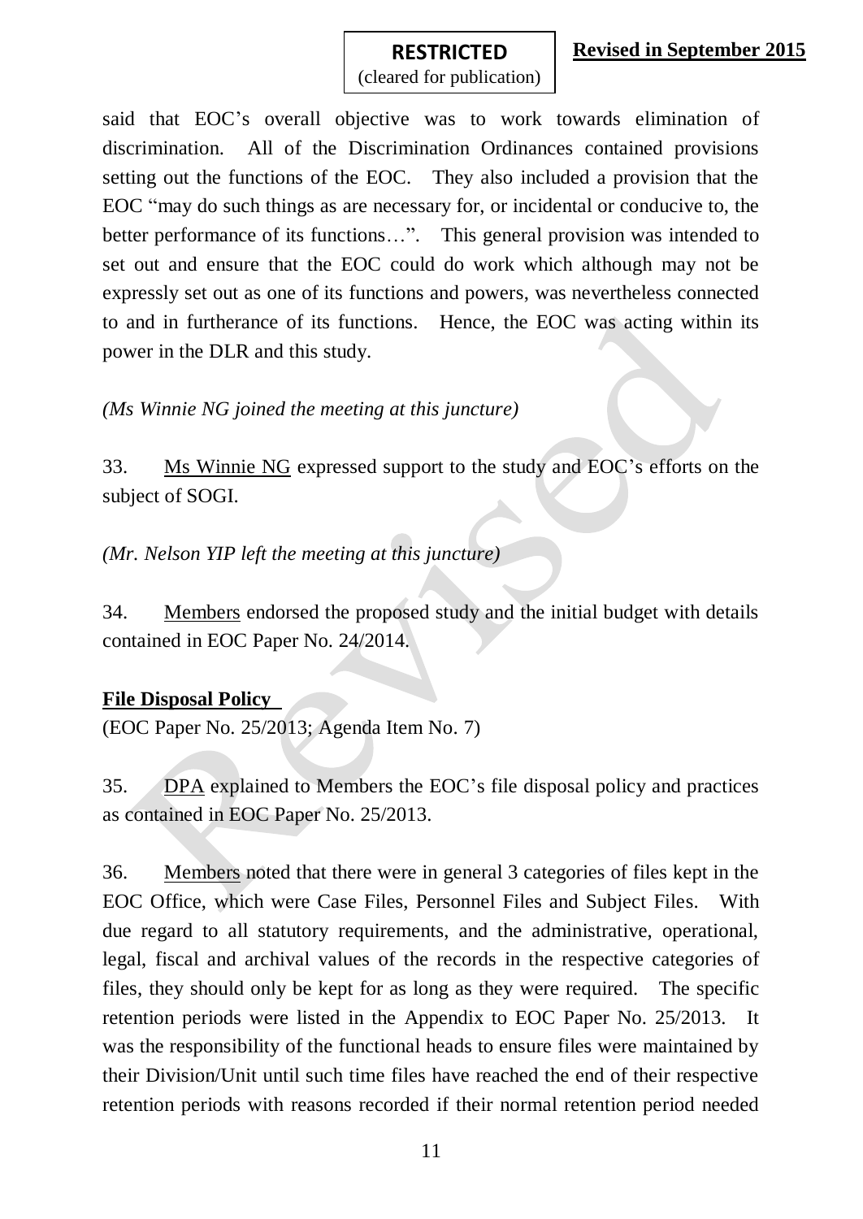said that EOC's overall objective was to work towards elimination of discrimination. All of the Discrimination Ordinances contained provisions setting out the functions of the EOC. They also included a provision that the EOC "may do such things as are necessary for, or incidental or conducive to, the better performance of its functions…". This general provision was intended to set out and ensure that the EOC could do work which although may not be expressly set out as one of its functions and powers, was nevertheless connected to and in furtherance of its functions. Hence, the EOC was acting within its power in the DLR and this study.

*(Ms Winnie NG joined the meeting at this juncture)*

33. Ms Winnie NG expressed support to the study and EOC's efforts on the subject of SOGI.

*(Mr. Nelson YIP left the meeting at this juncture)*

34. Members endorsed the proposed study and the initial budget with details contained in EOC Paper No. 24/2014.

**File Disposal Policy**

(EOC Paper No. 25/2013; Agenda Item No. 7)

35. DPA explained to Members the EOC's file disposal policy and practices as contained in EOC Paper No. 25/2013.

36. Members noted that there were in general 3 categories of files kept in the EOC Office, which were Case Files, Personnel Files and Subject Files. With due regard to all statutory requirements, and the administrative, operational, legal, fiscal and archival values of the records in the respective categories of files, they should only be kept for as long as they were required. The specific retention periods were listed in the Appendix to EOC Paper No. 25/2013. It was the responsibility of the functional heads to ensure files were maintained by their Division/Unit until such time files have reached the end of their respective retention periods with reasons recorded if their normal retention period needed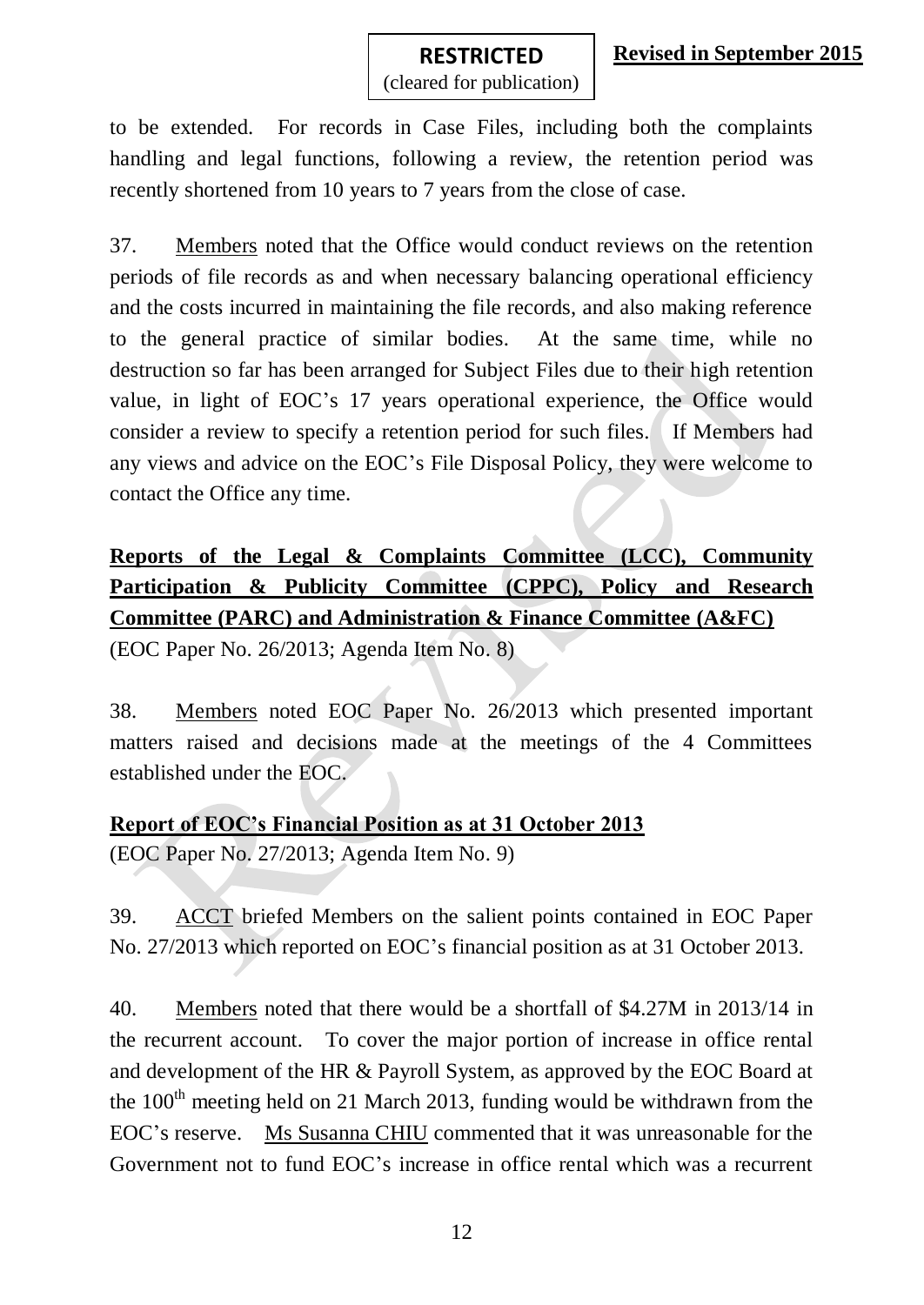to be extended. For records in Case Files, including both the complaints handling and legal functions, following a review, the retention period was recently shortened from 10 years to 7 years from the close of case.

37. Members noted that the Office would conduct reviews on the retention periods of file records as and when necessary balancing operational efficiency and the costs incurred in maintaining the file records, and also making reference to the general practice of similar bodies. At the same time, while no destruction so far has been arranged for Subject Files due to their high retention value, in light of EOC's 17 years operational experience, the Office would consider a review to specify a retention period for such files. If Members had any views and advice on the EOC's File Disposal Policy, they were welcome to contact the Office any time.

**Reports of the Legal & Complaints Committee (LCC), Community Participation & Publicity Committee (CPPC), Policy and Research Committee (PARC) and Administration & Finance Committee (A&FC)**
(EOC Paper No. 26/2013; Agenda Item No. 8)

38. Members noted EOC Paper No. 26/2013 which presented important matters raised and decisions made at the meetings of the 4 Committees established under the EOC.

**Report of EOC's Financial Position as at 31 October 2013**
(EOC Paper No. 27/2013; Agenda Item No. 9)

39. ACCT briefed Members on the salient points contained in EOC Paper No. 27/2013 which reported on EOC's financial position as at 31 October 2013.

40. Members noted that there would be a shortfall of $4.27M in 2013/14 in the recurrent account. To cover the major portion of increase in office rental and development of the HR & Payroll System, as approved by the EOC Board at the 100th meeting held on 21 March 2013, funding would be withdrawn from the EOC's reserve. Ms Susanna CHIU commented that it was unreasonable for the Government not to fund EOC's increase in office rental which was a recurrent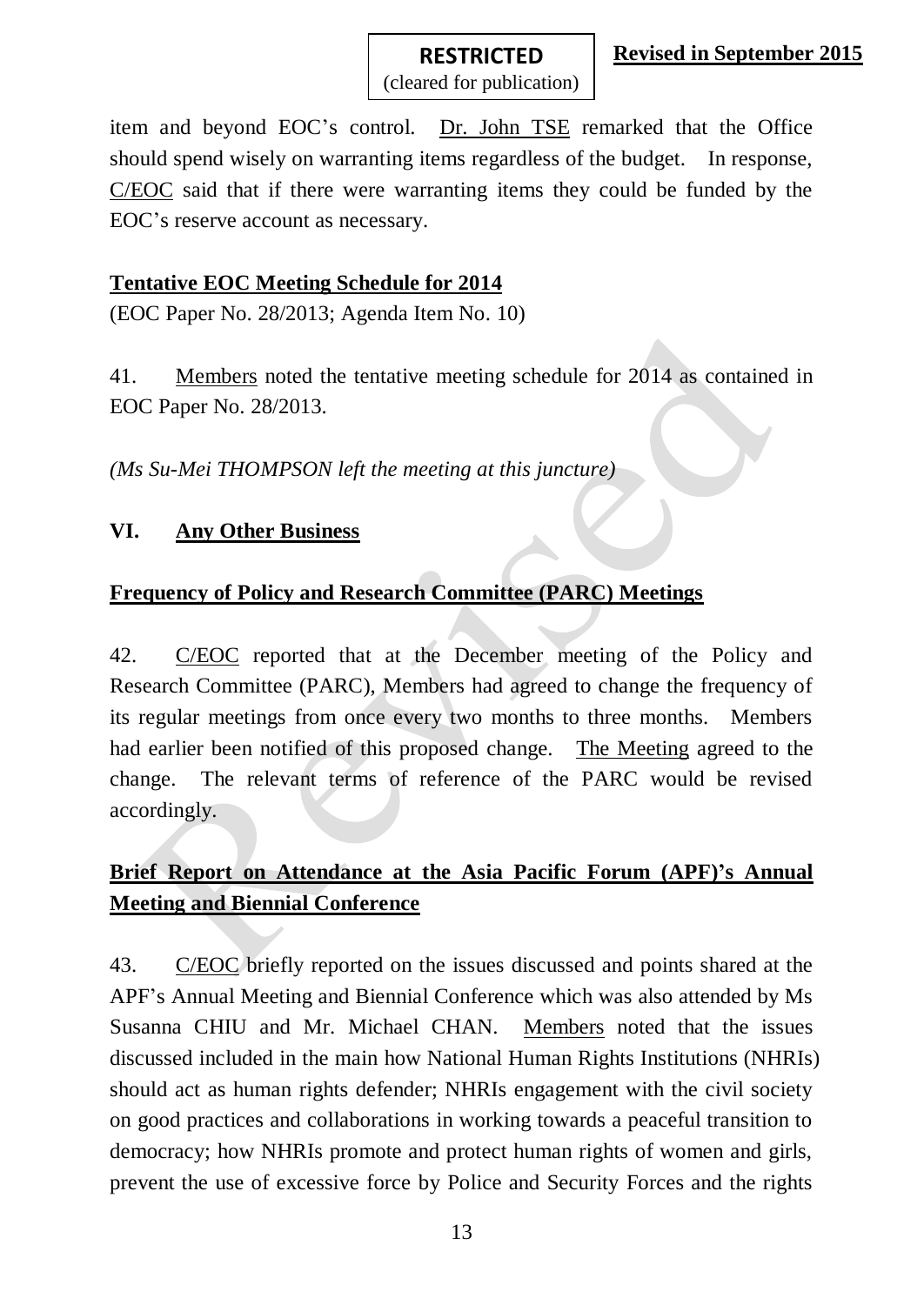item and beyond EOC's control. Dr. John TSE remarked that the Office should spend wisely on warranting items regardless of the budget. In response, C/EOC said that if there were warranting items they could be funded by the EOC's reserve account as necessary.

**Tentative EOC Meeting Schedule for 2014**

(EOC Paper No. 28/2013; Agenda Item No. 10)

41. Members noted the tentative meeting schedule for 2014 as contained in EOC Paper No. 28/2013.

*(Ms Su-Mei THOMPSON left the meeting at this juncture)*

## VI. Any Other Business

**Frequency of Policy and Research Committee (PARC) Meetings**

42. C/EOC reported that at the December meeting of the Policy and Research Committee (PARC), Members had agreed to change the frequency of its regular meetings from once every two months to three months. Members had earlier been notified of this proposed change. The Meeting agreed to the change. The relevant terms of reference of the PARC would be revised accordingly.

**Brief Report on Attendance at the Asia Pacific Forum (APF)'s Annual Meeting and Biennial Conference**

43. C/EOC briefly reported on the issues discussed and points shared at the APF's Annual Meeting and Biennial Conference which was also attended by Ms Susanna CHIU and Mr. Michael CHAN. Members noted that the issues discussed included in the main how National Human Rights Institutions (NHRIs) should act as human rights defender; NHRIs engagement with the civil society on good practices and collaborations in working towards a peaceful transition to democracy; how NHRIs promote and protect human rights of women and girls, prevent the use of excessive force by Police and Security Forces and the rights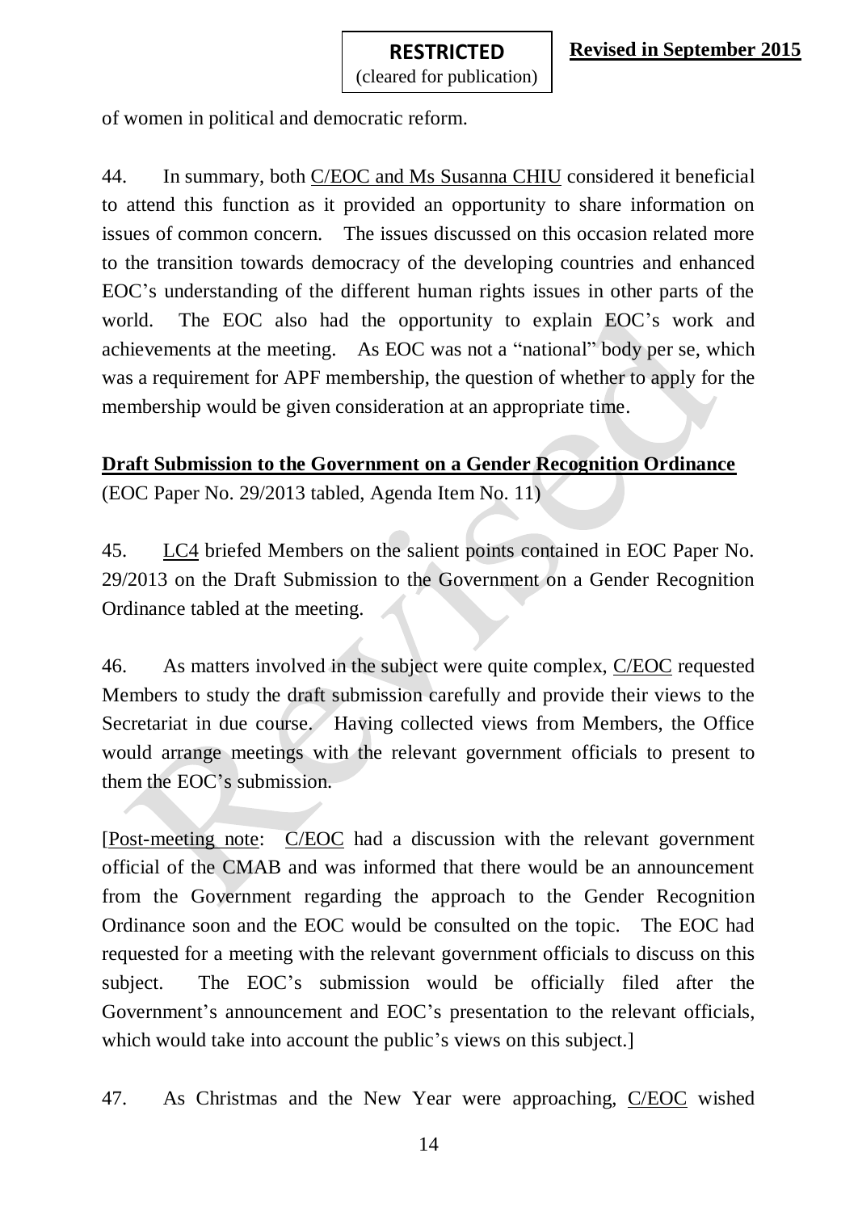of women in political and democratic reform.

44. In summary, both C/EOC and Ms Susanna CHIU considered it beneficial to attend this function as it provided an opportunity to share information on issues of common concern. The issues discussed on this occasion related more to the transition towards democracy of the developing countries and enhanced EOC's understanding of the different human rights issues in other parts of the world. The EOC also had the opportunity to explain EOC's work and achievements at the meeting. As EOC was not a "national" body per se, which was a requirement for APF membership, the question of whether to apply for the membership would be given consideration at an appropriate time.

**Draft Submission to the Government on a Gender Recognition Ordinance**
(EOC Paper No. 29/2013 tabled, Agenda Item No. 11)

45. LC4 briefed Members on the salient points contained in EOC Paper No. 29/2013 on the Draft Submission to the Government on a Gender Recognition Ordinance tabled at the meeting.

46. As matters involved in the subject were quite complex, C/EOC requested Members to study the draft submission carefully and provide their views to the Secretariat in due course. Having collected views from Members, the Office would arrange meetings with the relevant government officials to present to them the EOC's submission.

[Post-meeting note: C/EOC had a discussion with the relevant government official of the CMAB and was informed that there would be an announcement from the Government regarding the approach to the Gender Recognition Ordinance soon and the EOC would be consulted on the topic. The EOC had requested for a meeting with the relevant government officials to discuss on this subject. The EOC's submission would be officially filed after the Government's announcement and EOC's presentation to the relevant officials, which would take into account the public's views on this subject.]

47. As Christmas and the New Year were approaching, C/EOC wished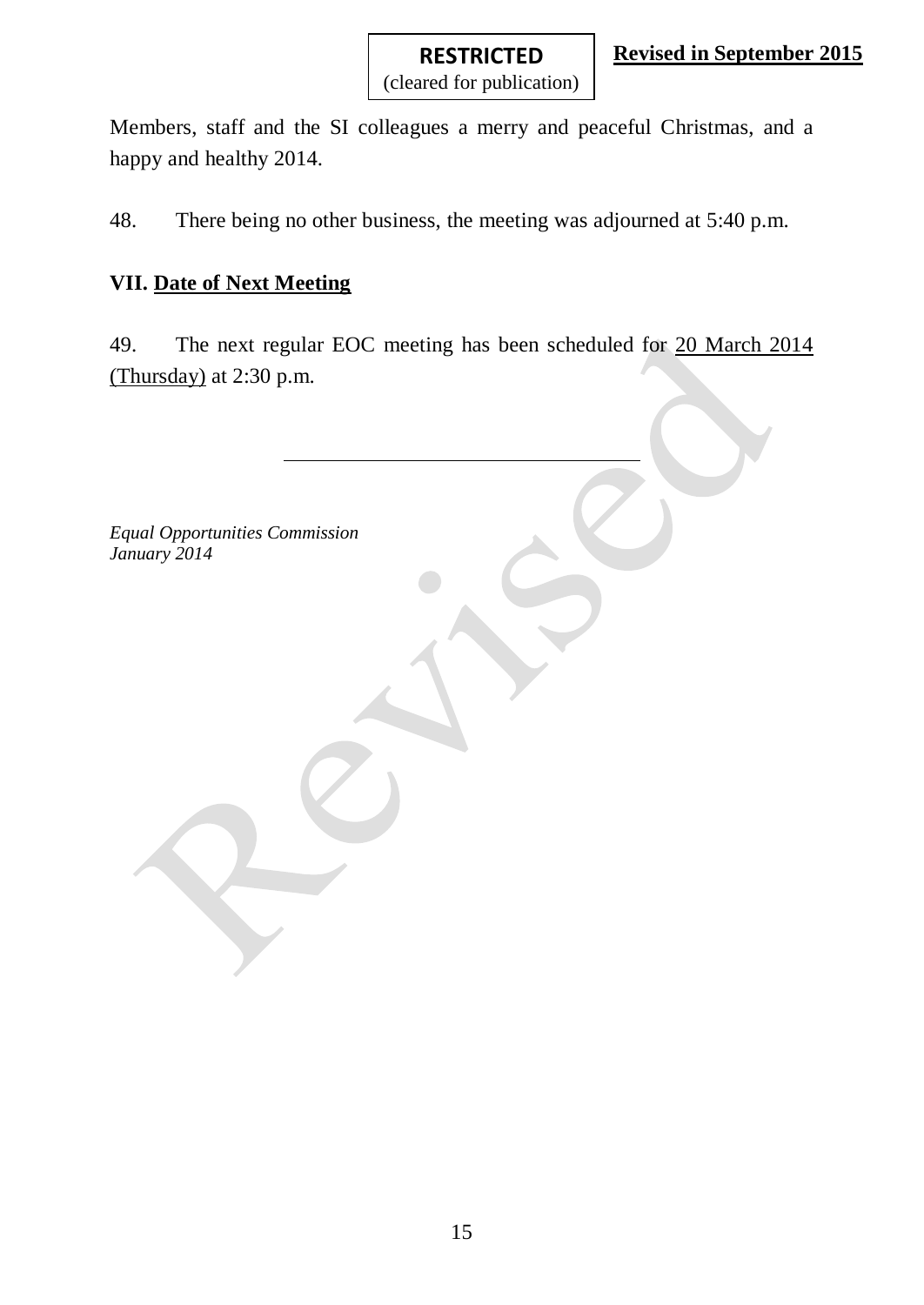Members, staff and the SI colleagues a merry and peaceful Christmas, and a happy and healthy 2014.

48. There being no other business, the meeting was adjourned at 5:40 p.m.

## VII. <u>Date of Next Meeting</u>

49. The next regular EOC meeting has been scheduled for <u>20 March 2014 (Thursday)</u> at 2:30 p.m.

---

*Equal Opportunities Commission*
*January 2014*